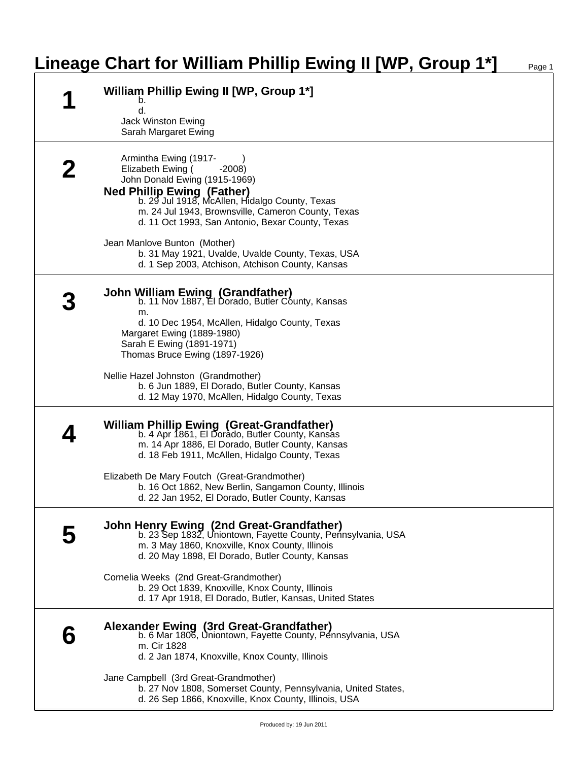# Lineage Chart for William Phillip Ewing II [WP, Group 1*]

## 1

**William Phillip Ewing II [WP, Group 1*]**
b.
d.
Jack Winston Ewing
Sarah Margaret Ewing

## 2

Armintha Ewing (1917- )
Elizabeth Ewing ( -2008)
John Donald Ewing (1915-1969)

**Ned Phillip Ewing (Father)**
b. 29 Jul 1918, McAllen, Hidalgo County, Texas
m. 24 Jul 1943, Brownsville, Cameron County, Texas
d. 11 Oct 1993, San Antonio, Bexar County, Texas

Jean Manlove Bunton (Mother)
b. 31 May 1921, Uvalde, Uvalde County, Texas, USA
d. 1 Sep 2003, Atchison, Atchison County, Kansas

## 3

**John William Ewing (Grandfather)**
b. 11 Nov 1887, El Dorado, Butler County, Kansas
m.
d. 10 Dec 1954, McAllen, Hidalgo County, Texas
Margaret Ewing (1889-1980)
Sarah E Ewing (1891-1971)
Thomas Bruce Ewing (1897-1926)

Nellie Hazel Johnston (Grandmother)
b. 6 Jun 1889, El Dorado, Butler County, Kansas
d. 12 May 1970, McAllen, Hidalgo County, Texas

## 4

**William Phillip Ewing (Great-Grandfather)**
b. 4 Apr 1861, El Dorado, Butler County, Kansas
m. 14 Apr 1886, El Dorado, Butler County, Kansas
d. 18 Feb 1911, McAllen, Hidalgo County, Texas

Elizabeth De Mary Foutch (Great-Grandmother)
b. 16 Oct 1862, New Berlin, Sangamon County, Illinois
d. 22 Jan 1952, El Dorado, Butler County, Kansas

## 5

**John Henry Ewing (2nd Great-Grandfather)**
b. 23 Sep 1832, Uniontown, Fayette County, Pennsylvania, USA
m. 3 May 1860, Knoxville, Knox County, Illinois
d. 20 May 1898, El Dorado, Butler County, Kansas

Cornelia Weeks (2nd Great-Grandmother)
b. 29 Oct 1839, Knoxville, Knox County, Illinois
d. 17 Apr 1918, El Dorado, Butler, Kansas, United States

## 6

**Alexander Ewing (3rd Great-Grandfather)**
b. 6 Mar 1806, Uniontown, Fayette County, Pennsylvania, USA
m. Cir 1828
d. 2 Jan 1874, Knoxville, Knox County, Illinois

Jane Campbell (3rd Great-Grandmother)
b. 27 Nov 1808, Somerset County, Pennsylvania, United States,
d. 26 Sep 1866, Knoxville, Knox County, Illinois, USA

Produced by: 19 Jun 2011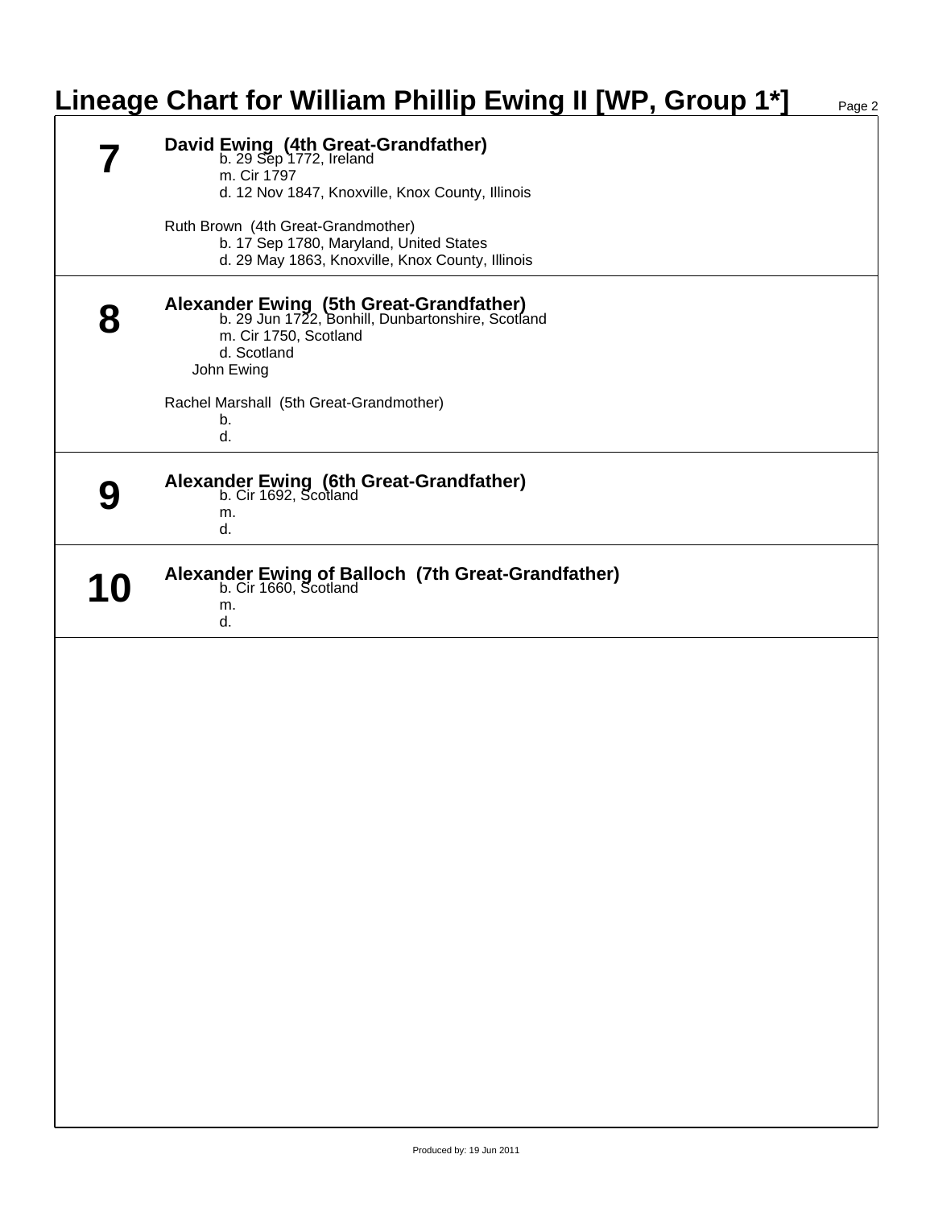# Lineage Chart for William Phillip Ewing II [WP, Group 1*]

## 7

**David Ewing (4th Great-Grandfather)**
b. 29 Sep 1772, Ireland
m. Cir 1797
d. 12 Nov 1847, Knoxville, Knox County, Illinois

Ruth Brown (4th Great-Grandmother)
b. 17 Sep 1780, Maryland, United States
d. 29 May 1863, Knoxville, Knox County, Illinois

## 8

**Alexander Ewing (5th Great-Grandfather)**
b. 29 Jun 1722, Bonhill, Dunbartonshire, Scotland
m. Cir 1750, Scotland
d. Scotland
John Ewing

Rachel Marshall (5th Great-Grandmother)
b.
d.

## 9

**Alexander Ewing (6th Great-Grandfather)**
b. Cir 1692, Scotland
m.
d.

## 10

**Alexander Ewing of Balloch (7th Great-Grandfather)**
b. Cir 1660, Scotland
m.
d.

Produced by: 19 Jun 2011